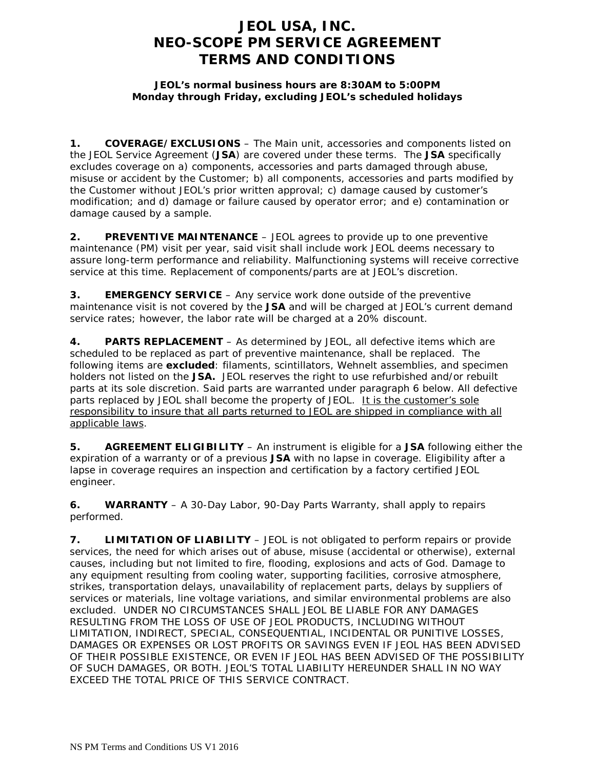# JEOL USA, INC.
# NEO-SCOPE PM SERVICE AGREEMENT
# TERMS AND CONDITIONS

**JEOL's normal business hours are 8:30AM to 5:00PM**
**Monday through Friday, excluding JEOL's scheduled holidays**

**1. COVERAGE/EXCLUSIONS** – The Main unit, accessories and components listed on the JEOL Service Agreement (**JSA**) are covered under these terms. The **JSA** specifically excludes coverage on a) components, accessories and parts damaged through abuse, misuse or accident by the Customer; b) all components, accessories and parts modified by the Customer without JEOL's prior written approval; c) damage caused by customer's modification; and d) damage or failure caused by operator error; and e) contamination or damage caused by a sample.

**2. PREVENTIVE MAINTENANCE** – JEOL agrees to provide up to one preventive maintenance (PM) visit per year, said visit shall include work JEOL deems necessary to assure long-term performance and reliability. Malfunctioning systems will receive corrective service at this time. Replacement of components/parts are at JEOL's discretion.

**3. EMERGENCY SERVICE** – Any service work done outside of the preventive maintenance visit is not covered by the **JSA** and will be charged at JEOL's current demand service rates; however, the labor rate will be charged at a 20% discount.

**4. PARTS REPLACEMENT** – As determined by JEOL, all defective items which are scheduled to be replaced as part of preventive maintenance, shall be replaced. The following items are **excluded**: filaments, scintillators, Wehnelt assemblies, and specimen holders not listed on the **JSA.** JEOL reserves the right to use refurbished and/or rebuilt parts at its sole discretion. Said parts are warranted under paragraph 6 below. All defective parts replaced by JEOL shall become the property of JEOL. <u>It is the customer's sole responsibility to insure that all parts returned to JEOL are shipped in compliance with all applicable laws</u>.

**5. AGREEMENT ELIGIBILITY** – An instrument is eligible for a **JSA** following either the expiration of a warranty or of a previous **JSA** with no lapse in coverage. Eligibility after a lapse in coverage requires an inspection and certification by a factory certified JEOL engineer.

**6. WARRANTY** – A 30-Day Labor, 90-Day Parts Warranty, shall apply to repairs performed.

**7. LIMITATION OF LIABILITY** – JEOL is not obligated to perform repairs or provide services, the need for which arises out of abuse, misuse (accidental or otherwise), external causes, including but not limited to fire, flooding, explosions and acts of God. Damage to any equipment resulting from cooling water, supporting facilities, corrosive atmosphere, strikes, transportation delays, unavailability of replacement parts, delays by suppliers of services or materials, line voltage variations, and similar environmental problems are also excluded. UNDER NO CIRCUMSTANCES SHALL JEOL BE LIABLE FOR ANY DAMAGES RESULTING FROM THE LOSS OF USE OF JEOL PRODUCTS, INCLUDING WITHOUT LIMITATION, INDIRECT, SPECIAL, CONSEQUENTIAL, INCIDENTAL OR PUNITIVE LOSSES, DAMAGES OR EXPENSES OR LOST PROFITS OR SAVINGS EVEN IF JEOL HAS BEEN ADVISED OF THEIR POSSIBLE EXISTENCE, OR EVEN IF JEOL HAS BEEN ADVISED OF THE POSSIBILITY OF SUCH DAMAGES, OR BOTH. JEOL'S TOTAL LIABILITY HEREUNDER SHALL IN NO WAY EXCEED THE TOTAL PRICE OF THIS SERVICE CONTRACT.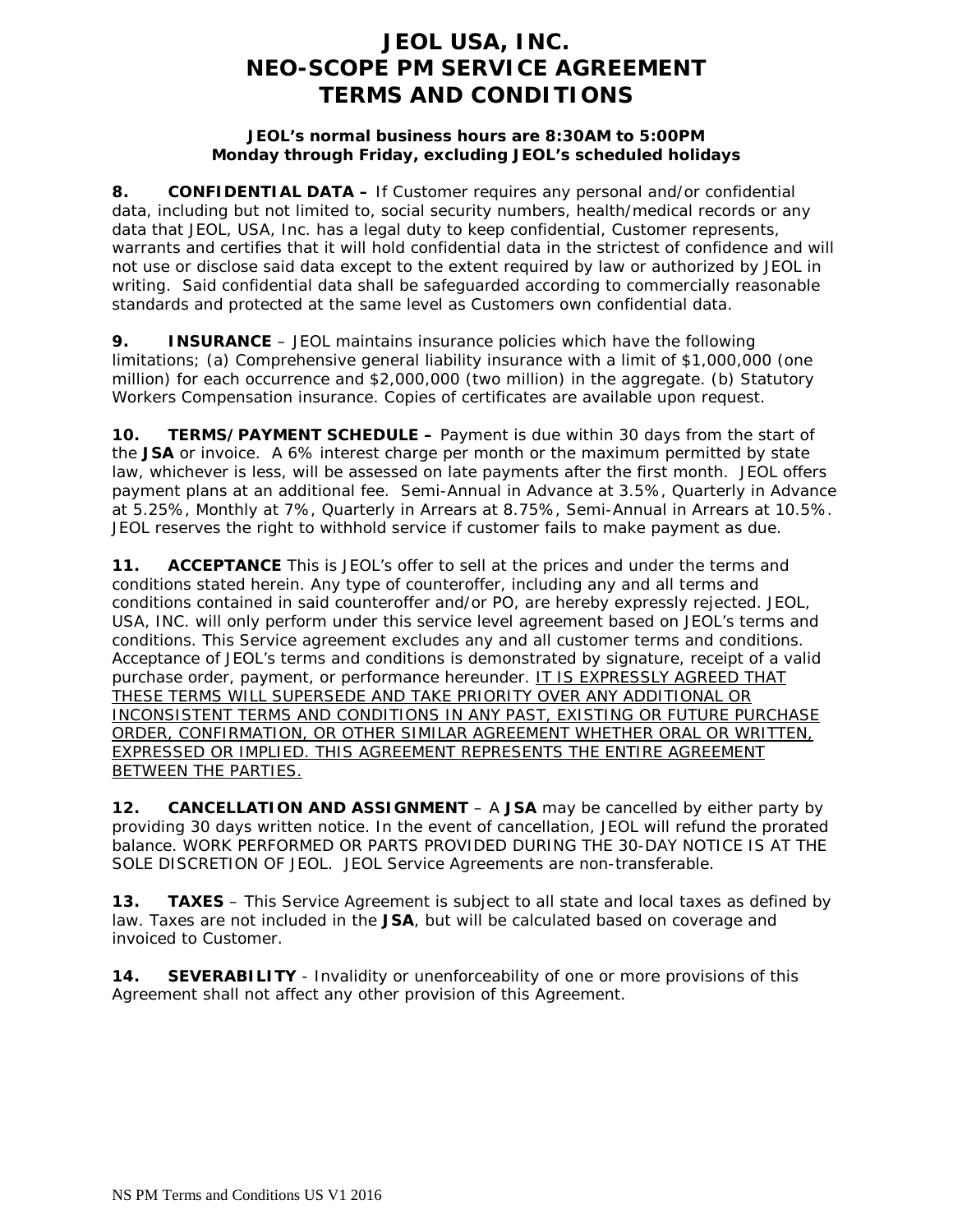# JEOL USA, INC.
# NEO-SCOPE PM SERVICE AGREEMENT
# TERMS AND CONDITIONS

**JEOL's normal business hours are 8:30AM to 5:00PM**
**Monday through Friday, excluding JEOL's scheduled holidays**

**8. CONFIDENTIAL DATA –** If Customer requires any personal and/or confidential data, including but not limited to, social security numbers, health/medical records or any data that JEOL, USA, Inc. has a legal duty to keep confidential, Customer represents, warrants and certifies that it will hold confidential data in the strictest of confidence and will not use or disclose said data except to the extent required by law or authorized by JEOL in writing. Said confidential data shall be safeguarded according to commercially reasonable standards and protected at the same level as Customers own confidential data.

**9. INSURANCE** – JEOL maintains insurance policies which have the following limitations; (a) Comprehensive general liability insurance with a limit of $1,000,000 (one million) for each occurrence and $2,000,000 (two million) in the aggregate. (b) Statutory Workers Compensation insurance. Copies of certificates are available upon request.

**10. TERMS/PAYMENT SCHEDULE –** Payment is due within 30 days from the start of the **JSA** or invoice. A 6% interest charge per month or the maximum permitted by state law, whichever is less, will be assessed on late payments after the first month. JEOL offers payment plans at an additional fee. Semi-Annual in Advance at 3.5%, Quarterly in Advance at 5.25%, Monthly at 7%, Quarterly in Arrears at 8.75%, Semi-Annual in Arrears at 10.5%. JEOL reserves the right to withhold service if customer fails to make payment as due.

**11. ACCEPTANCE** This is JEOL's offer to sell at the prices and under the terms and conditions stated herein. Any type of counteroffer, including any and all terms and conditions contained in said counteroffer and/or PO, are hereby expressly rejected. JEOL, USA, INC. will only perform under this service level agreement based on JEOL's terms and conditions. This Service agreement excludes any and all customer terms and conditions. Acceptance of JEOL's terms and conditions is demonstrated by signature, receipt of a valid purchase order, payment, or performance hereunder. IT IS EXPRESSLY AGREED THAT THESE TERMS WILL SUPERSEDE AND TAKE PRIORITY OVER ANY ADDITIONAL OR INCONSISTENT TERMS AND CONDITIONS IN ANY PAST, EXISTING OR FUTURE PURCHASE ORDER, CONFIRMATION, OR OTHER SIMILAR AGREEMENT WHETHER ORAL OR WRITTEN, EXPRESSED OR IMPLIED. THIS AGREEMENT REPRESENTS THE ENTIRE AGREEMENT BETWEEN THE PARTIES.

**12. CANCELLATION AND ASSIGNMENT** – A **JSA** may be cancelled by either party by providing 30 days written notice. In the event of cancellation, JEOL will refund the prorated balance. WORK PERFORMED OR PARTS PROVIDED DURING THE 30-DAY NOTICE IS AT THE SOLE DISCRETION OF JEOL. JEOL Service Agreements are non-transferable.

**13. TAXES** – This Service Agreement is subject to all state and local taxes as defined by law. Taxes are not included in the **JSA**, but will be calculated based on coverage and invoiced to Customer.

**14. SEVERABILITY** - Invalidity or unenforceability of one or more provisions of this Agreement shall not affect any other provision of this Agreement.